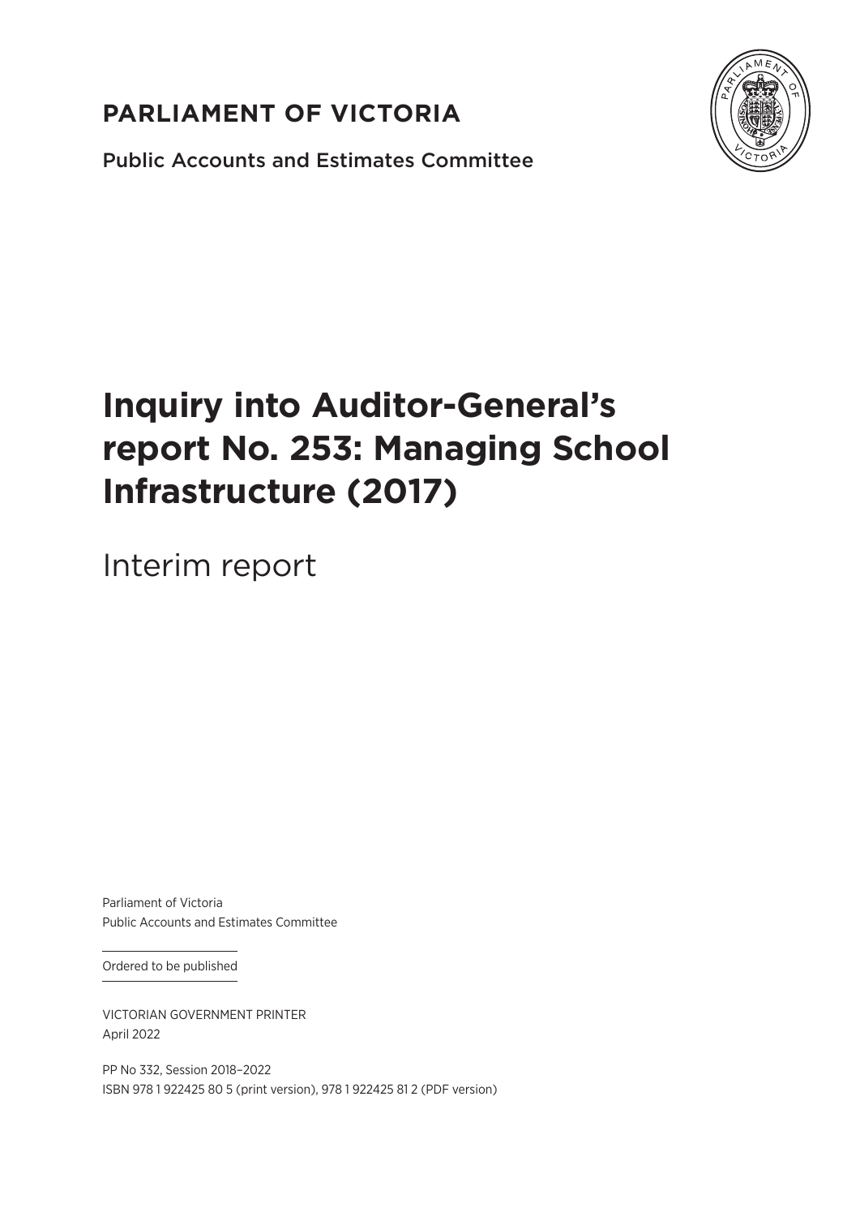**PARLIAMENT OF VICTORIA**

Public Accounts and Estimates Committee

# Inquiry into Auditor-General's report No. 253: Managing School Infrastructure (2017)

## Interim report

Parliament of Victoria
Public Accounts and Estimates Committee

Ordered to be published

VICTORIAN GOVERNMENT PRINTER
April 2022

PP No 332, Session 2018–2022
ISBN 978 1 922425 80 5 (print version), 978 1 922425 81 2 (PDF version)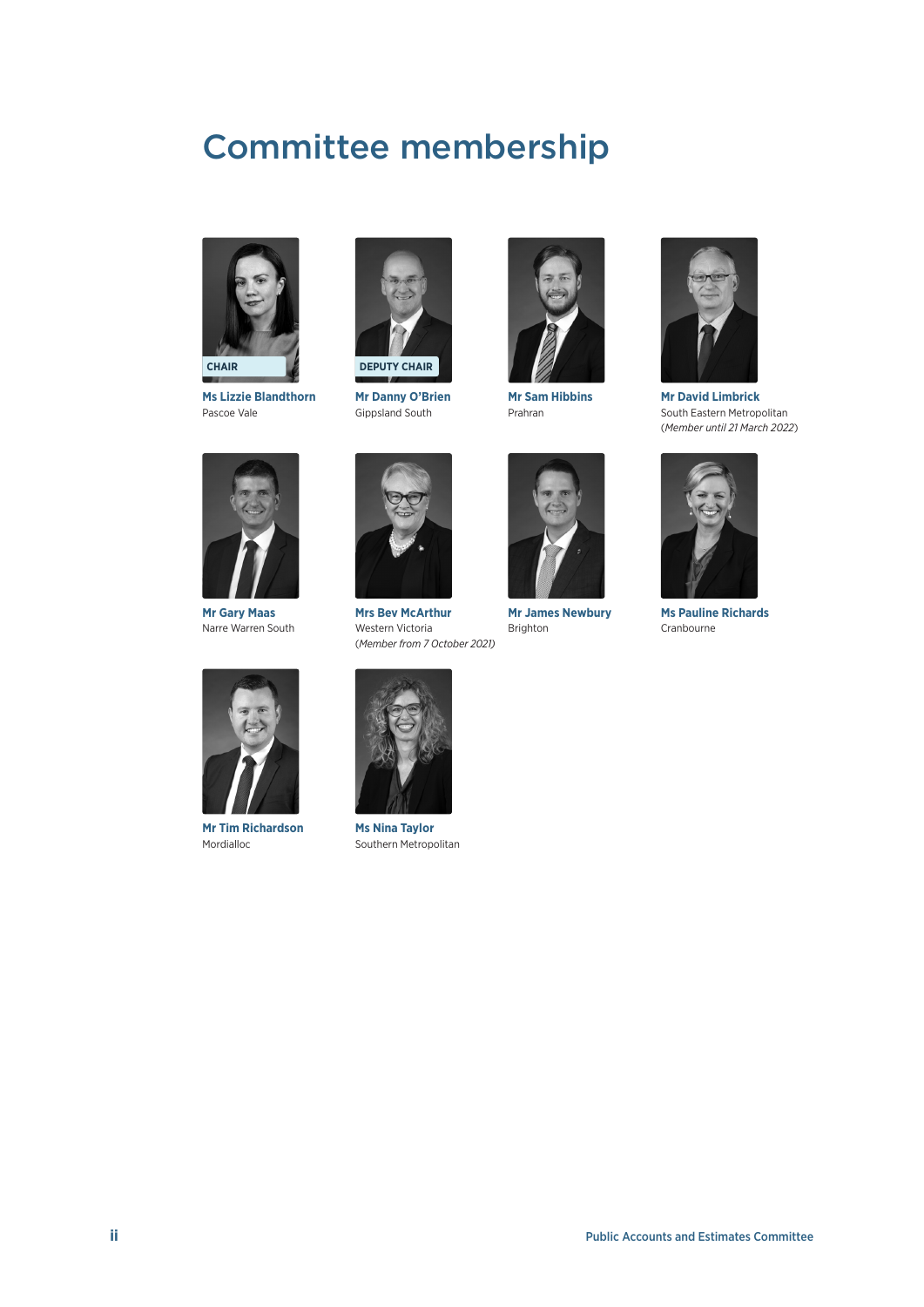# Committee membership

CHAIR

**Ms Lizzie Blandthorn**
Pascoe Vale

DEPUTY CHAIR

**Mr Danny O'Brien**
Gippsland South

**Mr Sam Hibbins**
Prahran

**Mr David Limbrick**
South Eastern Metropolitan
(*Member until 21 March 2022*)

**Mr Gary Maas**
Narre Warren South

**Mrs Bev McArthur**
Western Victoria
(*Member from 7 October 2021*)

**Mr James Newbury**
Brighton

**Ms Pauline Richards**
Cranbourne

**Mr Tim Richardson**
Mordialloc

**Ms Nina Taylor**
Southern Metropolitan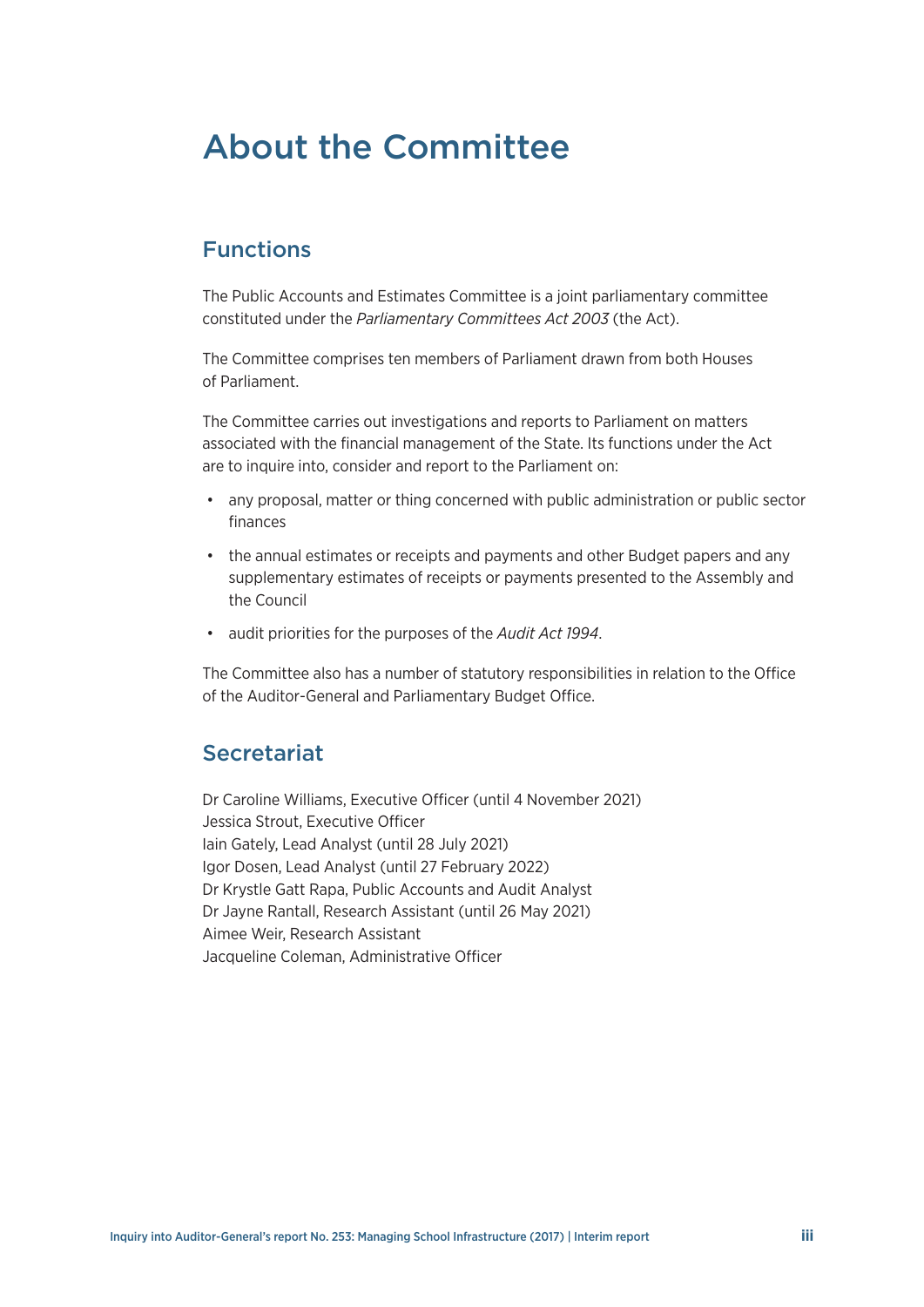# About the Committee

## Functions

The Public Accounts and Estimates Committee is a joint parliamentary committee constituted under the *Parliamentary Committees Act 2003* (the Act).

The Committee comprises ten members of Parliament drawn from both Houses of Parliament.

The Committee carries out investigations and reports to Parliament on matters associated with the financial management of the State. Its functions under the Act are to inquire into, consider and report to the Parliament on:

- any proposal, matter or thing concerned with public administration or public sector finances
- the annual estimates or receipts and payments and other Budget papers and any supplementary estimates of receipts or payments presented to the Assembly and the Council
- audit priorities for the purposes of the *Audit Act 1994*.

The Committee also has a number of statutory responsibilities in relation to the Office of the Auditor-General and Parliamentary Budget Office.

## Secretariat

Dr Caroline Williams, Executive Officer (until 4 November 2021)
Jessica Strout, Executive Officer
Iain Gately, Lead Analyst (until 28 July 2021)
Igor Dosen, Lead Analyst (until 27 February 2022)
Dr Krystle Gatt Rapa, Public Accounts and Audit Analyst
Dr Jayne Rantall, Research Assistant (until 26 May 2021)
Aimee Weir, Research Assistant
Jacqueline Coleman, Administrative Officer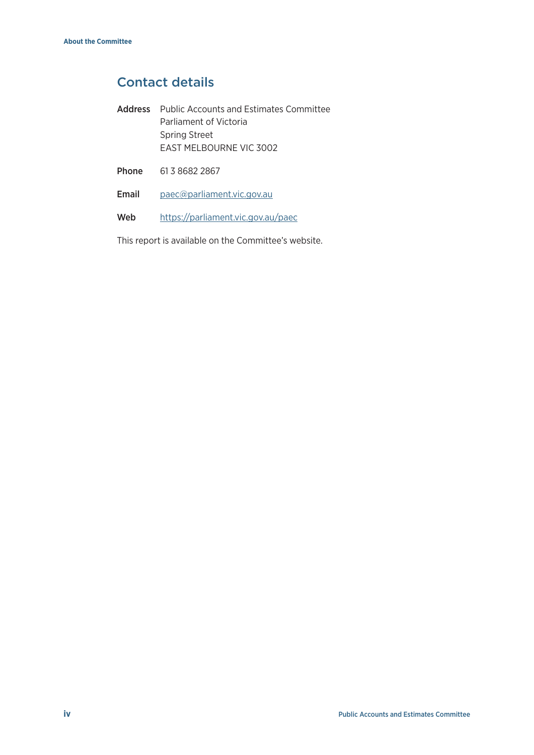## Contact details

**Address** Public Accounts and Estimates Committee
Parliament of Victoria
Spring Street
EAST MELBOURNE VIC 3002

**Phone** 61 3 8682 2867

**Email** paec@parliament.vic.gov.au

**Web** https://parliament.vic.gov.au/paec

This report is available on the Committee's website.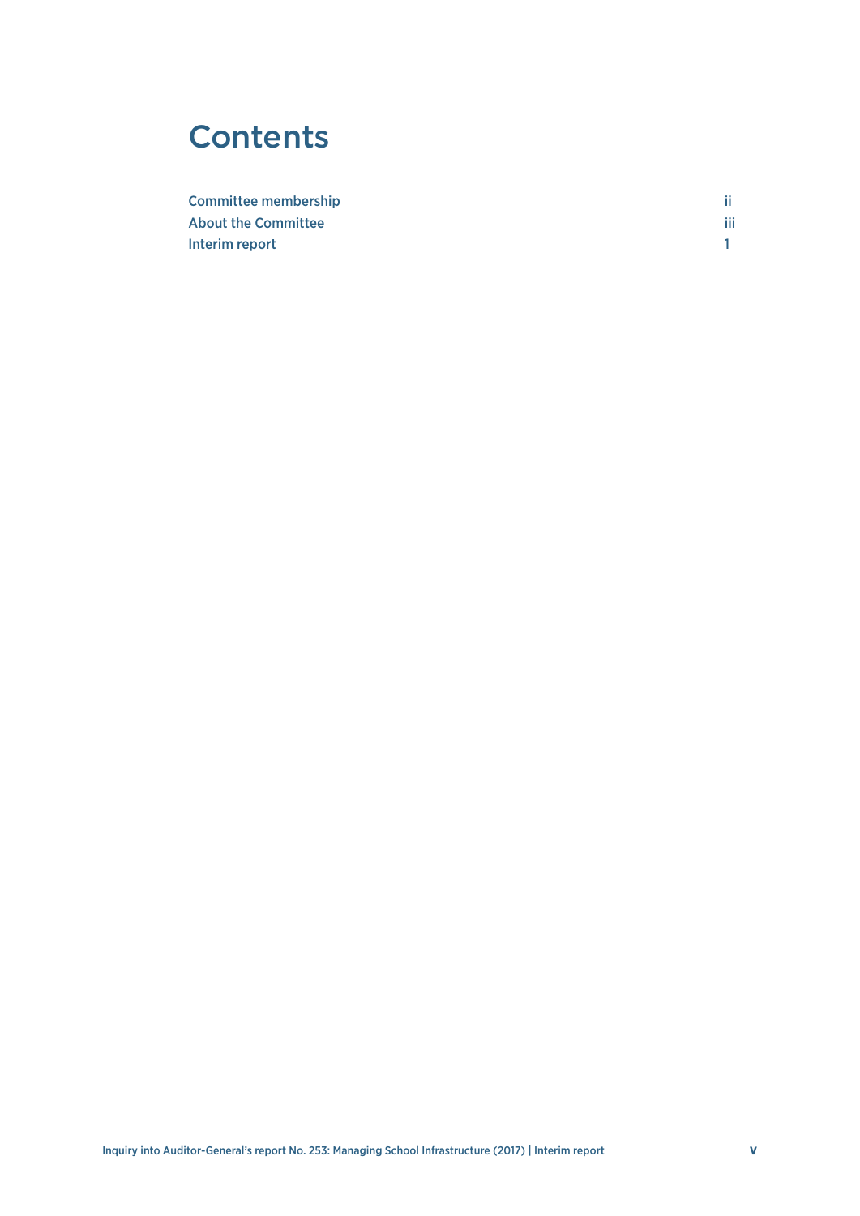# Contents

| | |
|---|---|
| Committee membership | ii |
| About the Committee | iii |
| Interim report | 1 |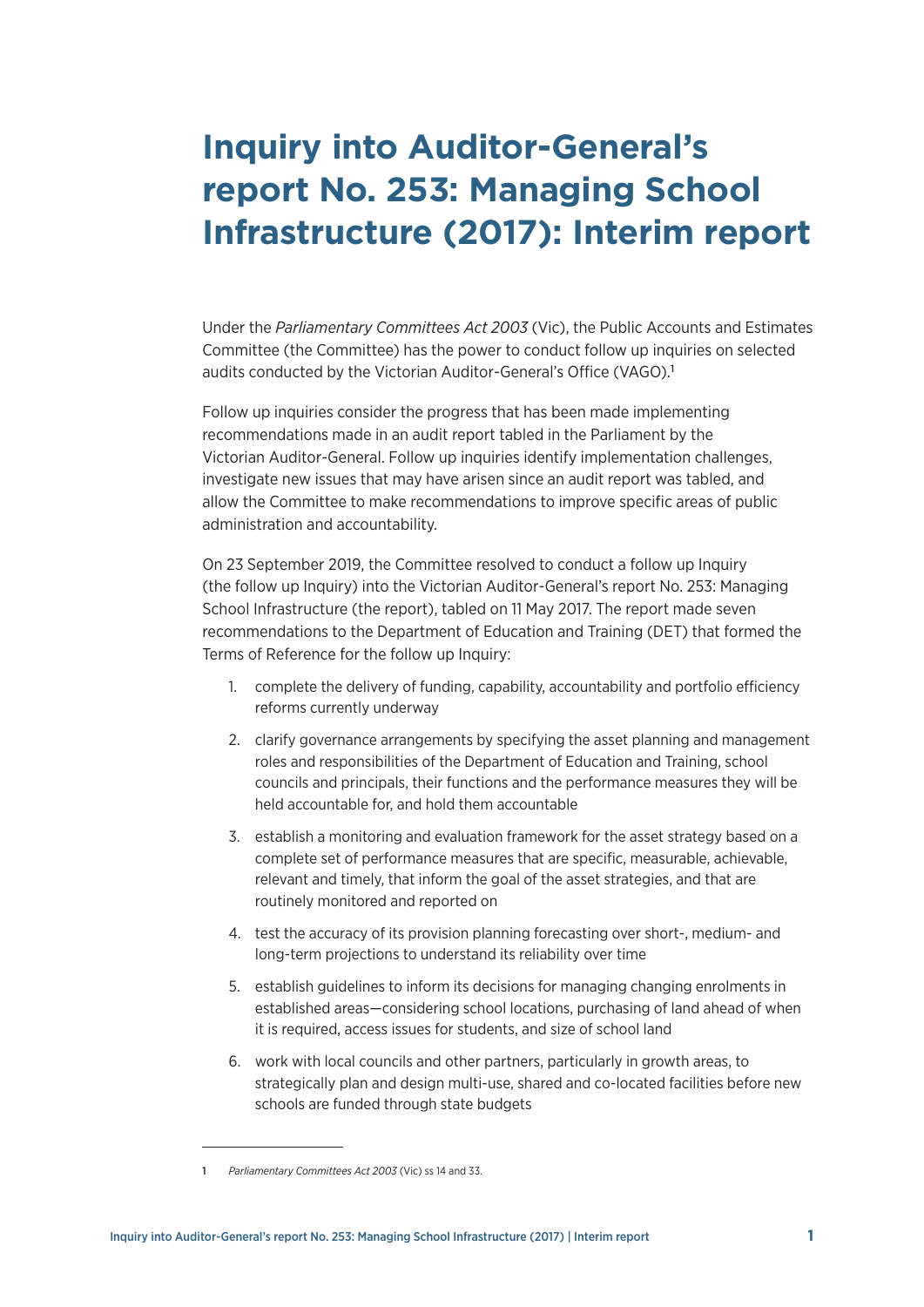# Inquiry into Auditor-General's report No. 253: Managing School Infrastructure (2017): Interim report

Under the *Parliamentary Committees Act 2003* (Vic), the Public Accounts and Estimates Committee (the Committee) has the power to conduct follow up inquiries on selected audits conducted by the Victorian Auditor-General's Office (VAGO).[1]

Follow up inquiries consider the progress that has been made implementing recommendations made in an audit report tabled in the Parliament by the Victorian Auditor-General. Follow up inquiries identify implementation challenges, investigate new issues that may have arisen since an audit report was tabled, and allow the Committee to make recommendations to improve specific areas of public administration and accountability.

On 23 September 2019, the Committee resolved to conduct a follow up Inquiry (the follow up Inquiry) into the Victorian Auditor-General's report No. 253: Managing School Infrastructure (the report), tabled on 11 May 2017. The report made seven recommendations to the Department of Education and Training (DET) that formed the Terms of Reference for the follow up Inquiry:

1. complete the delivery of funding, capability, accountability and portfolio efficiency reforms currently underway
2. clarify governance arrangements by specifying the asset planning and management roles and responsibilities of the Department of Education and Training, school councils and principals, their functions and the performance measures they will be held accountable for, and hold them accountable
3. establish a monitoring and evaluation framework for the asset strategy based on a complete set of performance measures that are specific, measurable, achievable, relevant and timely, that inform the goal of the asset strategies, and that are routinely monitored and reported on
4. test the accuracy of its provision planning forecasting over short-, medium- and long-term projections to understand its reliability over time
5. establish guidelines to inform its decisions for managing changing enrolments in established areas—considering school locations, purchasing of land ahead of when it is required, access issues for students, and size of school land
6. work with local councils and other partners, particularly in growth areas, to strategically plan and design multi-use, shared and co-located facilities before new schools are funded through state budgets

---

1 *Parliamentary Committees Act 2003* (Vic) ss 14 and 33.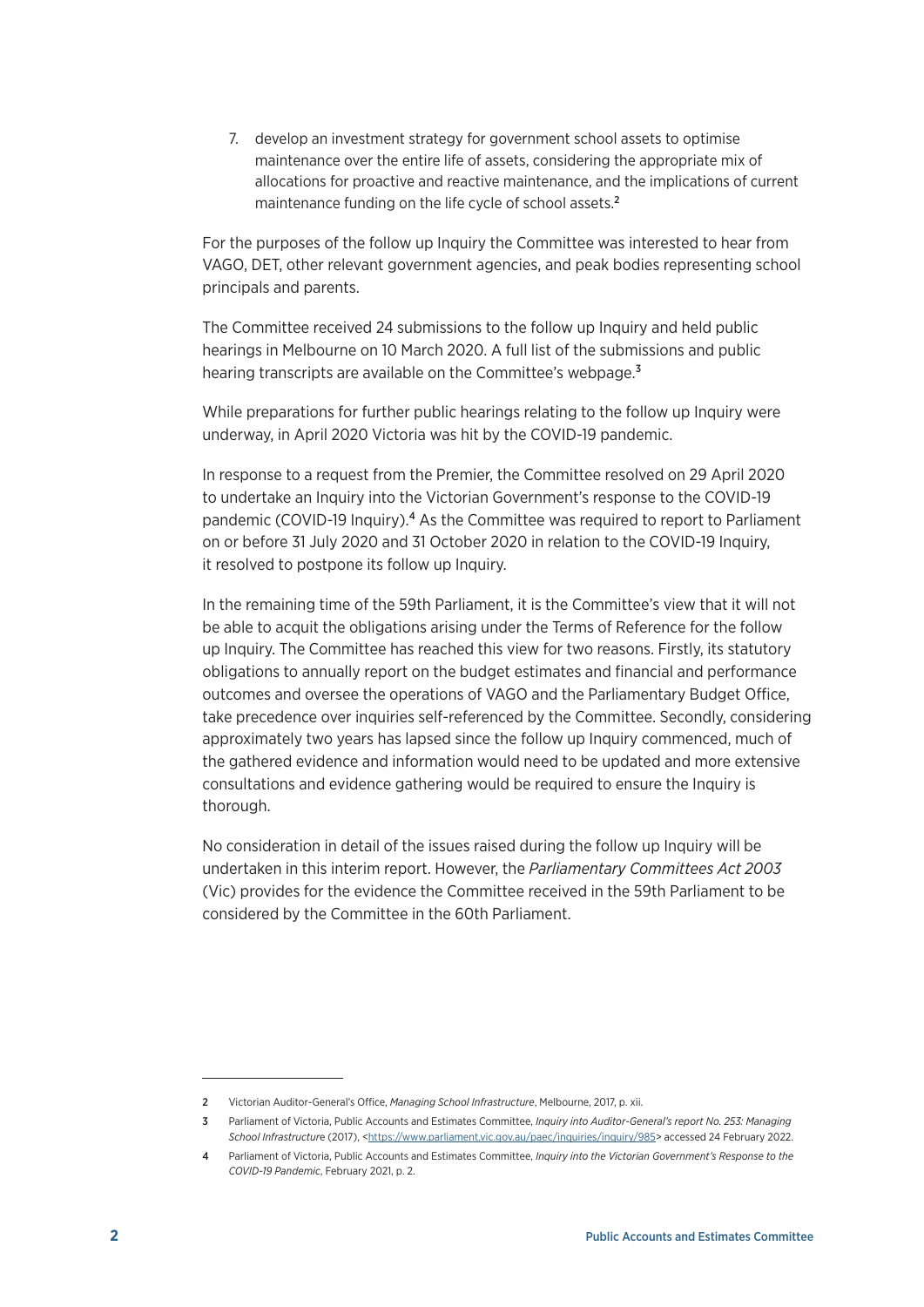7. develop an investment strategy for government school assets to optimise maintenance over the entire life of assets, considering the appropriate mix of allocations for proactive and reactive maintenance, and the implications of current maintenance funding on the life cycle of school assets.[2]

For the purposes of the follow up Inquiry the Committee was interested to hear from VAGO, DET, other relevant government agencies, and peak bodies representing school principals and parents.

The Committee received 24 submissions to the follow up Inquiry and held public hearings in Melbourne on 10 March 2020. A full list of the submissions and public hearing transcripts are available on the Committee's webpage.[3]

While preparations for further public hearings relating to the follow up Inquiry were underway, in April 2020 Victoria was hit by the COVID-19 pandemic.

In response to a request from the Premier, the Committee resolved on 29 April 2020 to undertake an Inquiry into the Victorian Government's response to the COVID-19 pandemic (COVID-19 Inquiry).[4] As the Committee was required to report to Parliament on or before 31 July 2020 and 31 October 2020 in relation to the COVID-19 Inquiry, it resolved to postpone its follow up Inquiry.

In the remaining time of the 59th Parliament, it is the Committee's view that it will not be able to acquit the obligations arising under the Terms of Reference for the follow up Inquiry. The Committee has reached this view for two reasons. Firstly, its statutory obligations to annually report on the budget estimates and financial and performance outcomes and oversee the operations of VAGO and the Parliamentary Budget Office, take precedence over inquiries self-referenced by the Committee. Secondly, considering approximately two years has lapsed since the follow up Inquiry commenced, much of the gathered evidence and information would need to be updated and more extensive consultations and evidence gathering would be required to ensure the Inquiry is thorough.

No consideration in detail of the issues raised during the follow up Inquiry will be undertaken in this interim report. However, the *Parliamentary Committees Act 2003* (Vic) provides for the evidence the Committee received in the 59th Parliament to be considered by the Committee in the 60th Parliament.

---

2 Victorian Auditor-General's Office, *Managing School Infrastructure*, Melbourne, 2017, p. xii.

3 Parliament of Victoria, Public Accounts and Estimates Committee, *Inquiry into Auditor-General's report No. 253: Managing School Infrastructure* (2017), <https://www.parliament.vic.gov.au/paec/inquiries/inquiry/985> accessed 24 February 2022.

4 Parliament of Victoria, Public Accounts and Estimates Committee, *Inquiry into the Victorian Government's Response to the COVID-19 Pandemic*, February 2021, p. 2.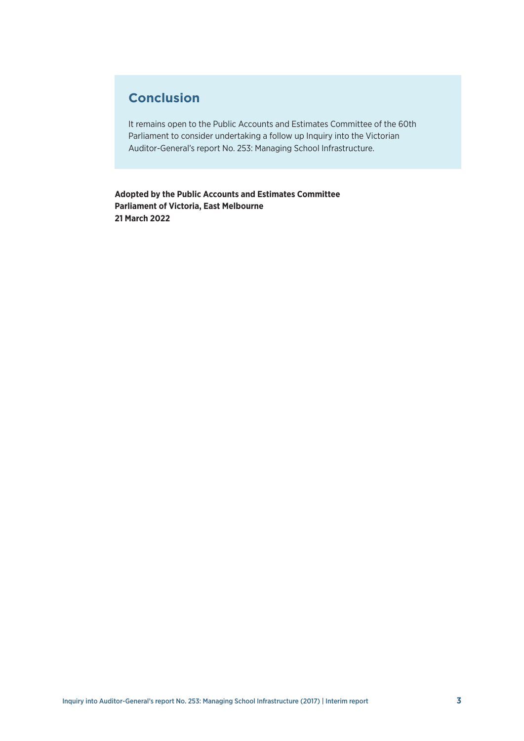## Conclusion

It remains open to the Public Accounts and Estimates Committee of the 60th Parliament to consider undertaking a follow up Inquiry into the Victorian Auditor-General's report No. 253: Managing School Infrastructure.

**Adopted by the Public Accounts and Estimates Committee**
**Parliament of Victoria, East Melbourne**
**21 March 2022**